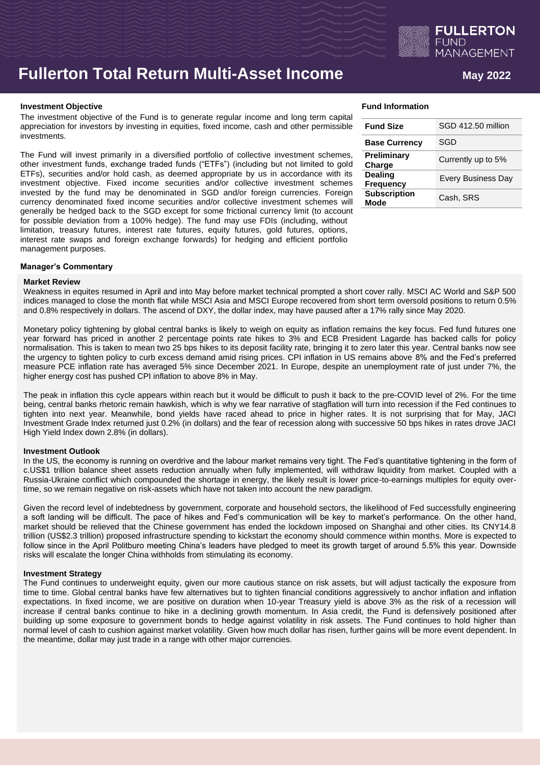# Fullerton Total Return Multi-Asset Income

May 2022

### Investment Objective

The investment objective of the Fund is to generate regular income and long term capital appreciation for investors by investing in equities, fixed income, cash and other permissible investments.

The Fund will invest primarily in a diversified portfolio of collective investment schemes, other investment funds, exchange traded funds ("ETFs") (including but not limited to gold ETFs), securities and/or hold cash, as deemed appropriate by us in accordance with its investment objective. Fixed income securities and/or collective investment schemes invested by the fund may be denominated in SGD and/or foreign currencies. Foreign currency denominated fixed income securities and/or collective investment schemes will generally be hedged back to the SGD except for some frictional currency limit (to account for possible deviation from a 100% hedge). The fund may use FDIs (including, without limitation, treasury futures, interest rate futures, equity futures, gold futures, options, interest rate swaps and foreign exchange forwards) for hedging and efficient portfolio management purposes.

### Fund Information

| Fund Size | SGD 412.50 million |
|---|---|
| Base Currency | SGD |
| Preliminary Charge | Currently up to 5% |
| Dealing Frequency | Every Business Day |
| Subscription Mode | Cash, SRS |

### Manager's Commentary

**Market Review**

Weakness in equites resumed in April and into May before market technical prompted a short cover rally. MSCI AC World and S&P 500 indices managed to close the month flat while MSCI Asia and MSCI Europe recovered from short term oversold positions to return 0.5% and 0.8% respectively in dollars. The ascend of DXY, the dollar index, may have paused after a 17% rally since May 2020.

Monetary policy tightening by global central banks is likely to weigh on equity as inflation remains the key focus. Fed fund futures one year forward has priced in another 2 percentage points rate hikes to 3% and ECB President Lagarde has backed calls for policy normalisation. This is taken to mean two 25 bps hikes to its deposit facility rate, bringing it to zero later this year. Central banks now see the urgency to tighten policy to curb excess demand amid rising prices. CPI inflation in US remains above 8% and the Fed's preferred measure PCE inflation rate has averaged 5% since December 2021. In Europe, despite an unemployment rate of just under 7%, the higher energy cost has pushed CPI inflation to above 8% in May.

The peak in inflation this cycle appears within reach but it would be difficult to push it back to the pre-COVID level of 2%. For the time being, central banks rhetoric remain hawkish, which is why we fear narrative of stagflation will turn into recession if the Fed continues to tighten into next year. Meanwhile, bond yields have raced ahead to price in higher rates. It is not surprising that for May, JACI Investment Grade Index returned just 0.2% (in dollars) and the fear of recession along with successive 50 bps hikes in rates drove JACI High Yield Index down 2.8% (in dollars).

**Investment Outlook**

In the US, the economy is running on overdrive and the labour market remains very tight. The Fed's quantitative tightening in the form of c.US$1 trillion balance sheet assets reduction annually when fully implemented, will withdraw liquidity from market. Coupled with a Russia-Ukraine conflict which compounded the shortage in energy, the likely result is lower price-to-earnings multiples for equity over-time, so we remain negative on risk-assets which have not taken into account the new paradigm.

Given the record level of indebtedness by government, corporate and household sectors, the likelihood of Fed successfully engineering a soft landing will be difficult. The pace of hikes and Fed's communication will be key to market's performance. On the other hand, market should be relieved that the Chinese government has ended the lockdown imposed on Shanghai and other cities. Its CNY14.8 trillion (US$2.3 trillion) proposed infrastructure spending to kickstart the economy should commence within months. More is expected to follow since in the April Politburo meeting China's leaders have pledged to meet its growth target of around 5.5% this year. Downside risks will escalate the longer China withholds from stimulating its economy.

**Investment Strategy**

The Fund continues to underweight equity, given our more cautious stance on risk assets, but will adjust tactically the exposure from time to time. Global central banks have few alternatives but to tighten financial conditions aggressively to anchor inflation and inflation expectations. In fixed income, we are positive on duration when 10-year Treasury yield is above 3% as the risk of a recession will increase if central banks continue to hike in a declining growth momentum. In Asia credit, the Fund is defensively positioned after building up some exposure to government bonds to hedge against volatility in risk assets. The Fund continues to hold higher than normal level of cash to cushion against market volatility. Given how much dollar has risen, further gains will be more event dependent. In the meantime, dollar may just trade in a range with other major currencies.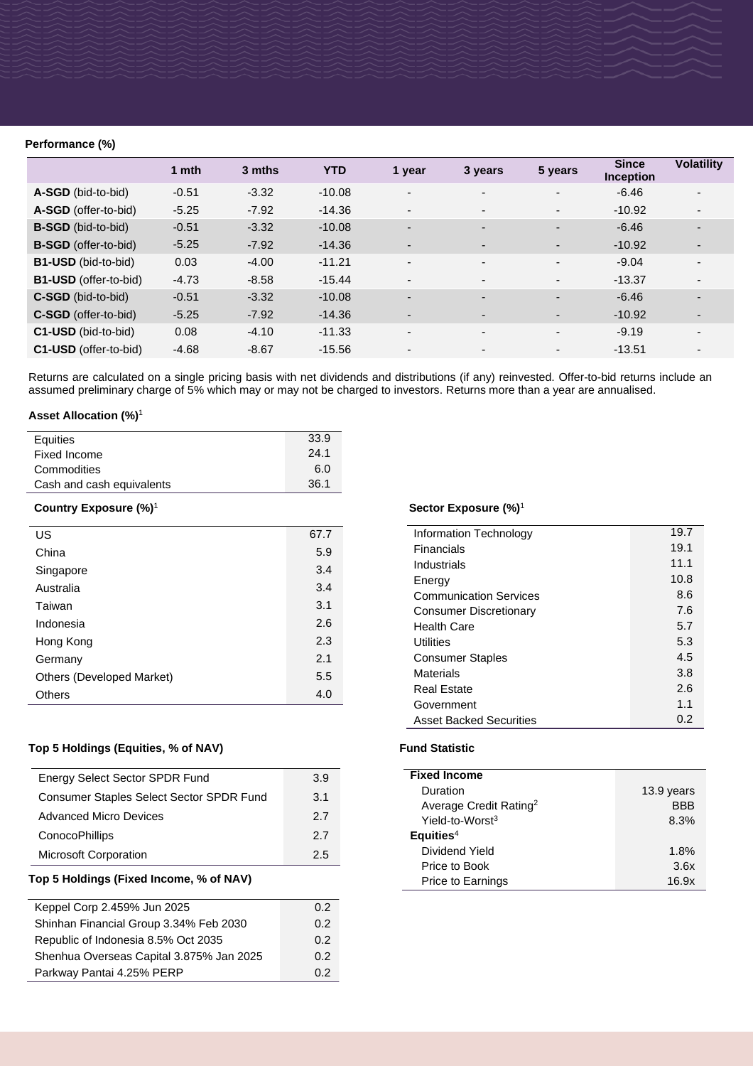**Performance (%)**

| | 1 mth | 3 mths | YTD | 1 year | 3 years | 5 years | Since Inception | Volatility |
|---|---|---|---|---|---|---|---|---|
| **A-SGD** (bid-to-bid) | -0.51 | -3.32 | -10.08 | - | - | - | -6.46 | - |
| **A-SGD** (offer-to-bid) | -5.25 | -7.92 | -14.36 | - | - | - | -10.92 | - |
| **B-SGD** (bid-to-bid) | -0.51 | -3.32 | -10.08 | - | - | - | -6.46 | - |
| **B-SGD** (offer-to-bid) | -5.25 | -7.92 | -14.36 | - | - | - | -10.92 | - |
| **B1-USD** (bid-to-bid) | 0.03 | -4.00 | -11.21 | - | - | - | -9.04 | - |
| **B1-USD** (offer-to-bid) | -4.73 | -8.58 | -15.44 | - | - | - | -13.37 | - |
| **C-SGD** (bid-to-bid) | -0.51 | -3.32 | -10.08 | - | - | - | -6.46 | - |
| **C-SGD** (offer-to-bid) | -5.25 | -7.92 | -14.36 | - | - | - | -10.92 | - |
| **C1-USD** (bid-to-bid) | 0.08 | -4.10 | -11.33 | - | - | - | -9.19 | - |
| **C1-USD** (offer-to-bid) | -4.68 | -8.67 | -15.56 | - | - | - | -13.51 | - |

Returns are calculated on a single pricing basis with net dividends and distributions (if any) reinvested. Offer-to-bid returns include an assumed preliminary charge of 5% which may or may not be charged to investors. Returns more than a year are annualised.

**Asset Allocation (%)**[1]

| | |
|---|---|
| Equities | 33.9 |
| Fixed Income | 24.1 |
| Commodities | 6.0 |
| Cash and cash equivalents | 36.1 |

**Country Exposure (%)**[1]

| | |
|---|---|
| US | 67.7 |
| China | 5.9 |
| Singapore | 3.4 |
| Australia | 3.4 |
| Taiwan | 3.1 |
| Indonesia | 2.6 |
| Hong Kong | 2.3 |
| Germany | 2.1 |
| Others (Developed Market) | 5.5 |
| Others | 4.0 |

**Sector Exposure (%)**[1]

| | |
|---|---|
| Information Technology | 19.7 |
| Financials | 19.1 |
| Industrials | 11.1 |
| Energy | 10.8 |
| Communication Services | 8.6 |
| Consumer Discretionary | 7.6 |
| Health Care | 5.7 |
| Utilities | 5.3 |
| Consumer Staples | 4.5 |
| Materials | 3.8 |
| Real Estate | 2.6 |
| Government | 1.1 |
| Asset Backed Securities | 0.2 |

**Top 5 Holdings (Equities, % of NAV)**

| | |
|---|---|
| Energy Select Sector SPDR Fund | 3.9 |
| Consumer Staples Select Sector SPDR Fund | 3.1 |
| Advanced Micro Devices | 2.7 |
| ConocoPhillips | 2.7 |
| Microsoft Corporation | 2.5 |

**Top 5 Holdings (Fixed Income, % of NAV)**

| | |
|---|---|
| Keppel Corp 2.459% Jun 2025 | 0.2 |
| Shinhan Financial Group 3.34% Feb 2030 | 0.2 |
| Republic of Indonesia 8.5% Oct 2035 | 0.2 |
| Shenhua Overseas Capital 3.875% Jan 2025 | 0.2 |
| Parkway Pantai 4.25% PERP | 0.2 |

**Fund Statistic**

| | |
|---|---|
| **Fixed Income** | |
| Duration | 13.9 years |
| Average Credit Rating[2] | BBB |
| Yield-to-Worst[3] | 8.3% |
| **Equities**[4] | |
| Dividend Yield | 1.8% |
| Price to Book | 3.6x |
| Price to Earnings | 16.9x |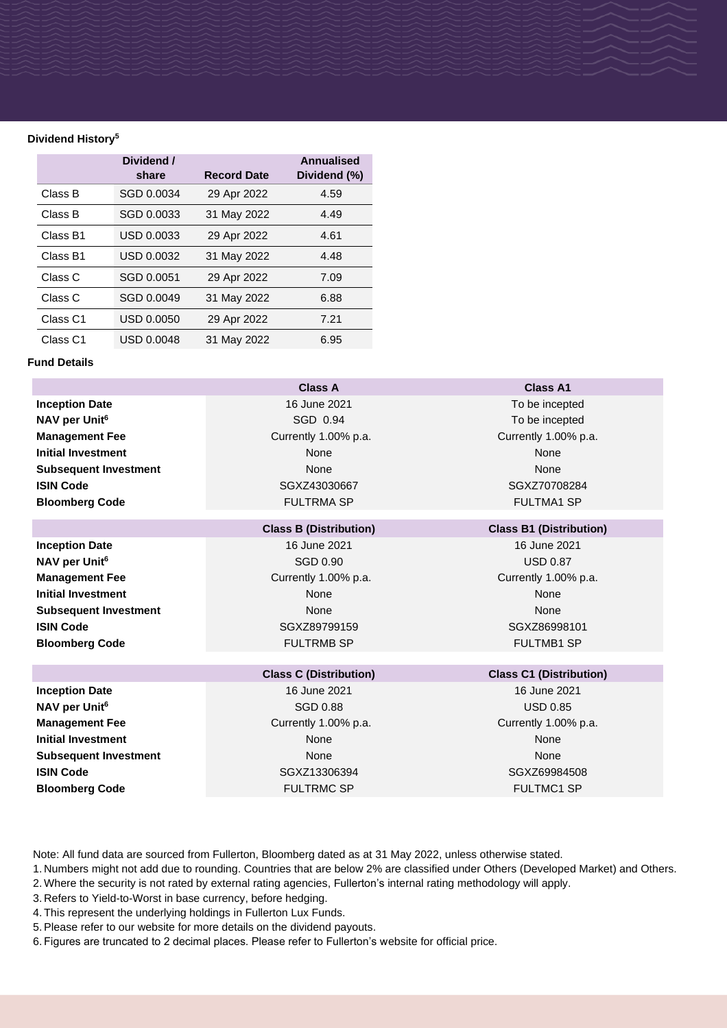### Dividend History[5]

| | Dividend / share | Record Date | Annualised Dividend (%) |
|---|---|---|---|
| Class B | SGD 0.0034 | 29 Apr 2022 | 4.59 |
| Class B | SGD 0.0033 | 31 May 2022 | 4.49 |
| Class B1 | USD 0.0033 | 29 Apr 2022 | 4.61 |
| Class B1 | USD 0.0032 | 31 May 2022 | 4.48 |
| Class C | SGD 0.0051 | 29 Apr 2022 | 7.09 |
| Class C | SGD 0.0049 | 31 May 2022 | 6.88 |
| Class C1 | USD 0.0050 | 29 Apr 2022 | 7.21 |
| Class C1 | USD 0.0048 | 31 May 2022 | 6.95 |

### Fund Details

| | Class A | Class A1 |
|---|---|---|
| **Inception Date** | 16 June 2021 | To be incepted |
| **NAV per Unit[6]** | SGD 0.94 | To be incepted |
| **Management Fee** | Currently 1.00% p.a. | Currently 1.00% p.a. |
| **Initial Investment** | None | None |
| **Subsequent Investment** | None | None |
| **ISIN Code** | SGXZ43030667 | SGXZ70708284 |
| **Bloomberg Code** | FULTRMA SP | FULTMA1 SP |

| | Class B (Distribution) | Class B1 (Distribution) |
|---|---|---|
| **Inception Date** | 16 June 2021 | 16 June 2021 |
| **NAV per Unit[6]** | SGD 0.90 | USD 0.87 |
| **Management Fee** | Currently 1.00% p.a. | Currently 1.00% p.a. |
| **Initial Investment** | None | None |
| **Subsequent Investment** | None | None |
| **ISIN Code** | SGXZ89799159 | SGXZ86998101 |
| **Bloomberg Code** | FULTRMB SP | FULTMB1 SP |

| | Class C (Distribution) | Class C1 (Distribution) |
|---|---|---|
| **Inception Date** | 16 June 2021 | 16 June 2021 |
| **NAV per Unit[6]** | SGD 0.88 | USD 0.85 |
| **Management Fee** | Currently 1.00% p.a. | Currently 1.00% p.a. |
| **Initial Investment** | None | None |
| **Subsequent Investment** | None | None |
| **ISIN Code** | SGXZ13306394 | SGXZ69984508 |
| **Bloomberg Code** | FULTRMC SP | FULTMC1 SP |

Note: All fund data are sourced from Fullerton, Bloomberg dated as at 31 May 2022, unless otherwise stated.

1. Numbers might not add due to rounding. Countries that are below 2% are classified under Others (Developed Market) and Others.
2. Where the security is not rated by external rating agencies, Fullerton's internal rating methodology will apply.
3. Refers to Yield-to-Worst in base currency, before hedging.
4. This represent the underlying holdings in Fullerton Lux Funds.
5. Please refer to our website for more details on the dividend payouts.
6. Figures are truncated to 2 decimal places. Please refer to Fullerton's website for official price.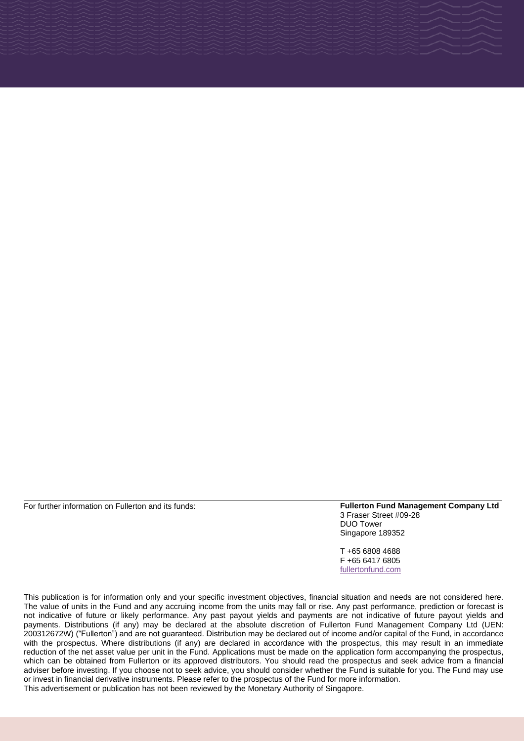For further information on Fullerton and its funds:

**Fullerton Fund Management Company Ltd**
3 Fraser Street #09-28
DUO Tower
Singapore 189352

T +65 6808 4688
F +65 6417 6805
fullertonfund.com

This publication is for information only and your specific investment objectives, financial situation and needs are not considered here. The value of units in the Fund and any accruing income from the units may fall or rise. Any past performance, prediction or forecast is not indicative of future or likely performance. Any past payout yields and payments are not indicative of future payout yields and payments. Distributions (if any) may be declared at the absolute discretion of Fullerton Fund Management Company Ltd (UEN: 200312672W) ("Fullerton") and are not guaranteed. Distribution may be declared out of income and/or capital of the Fund, in accordance with the prospectus. Where distributions (if any) are declared in accordance with the prospectus, this may result in an immediate reduction of the net asset value per unit in the Fund. Applications must be made on the application form accompanying the prospectus, which can be obtained from Fullerton or its approved distributors. You should read the prospectus and seek advice from a financial adviser before investing. If you choose not to seek advice, you should consider whether the Fund is suitable for you. The Fund may use or invest in financial derivative instruments. Please refer to the prospectus of the Fund for more information.
This advertisement or publication has not been reviewed by the Monetary Authority of Singapore.